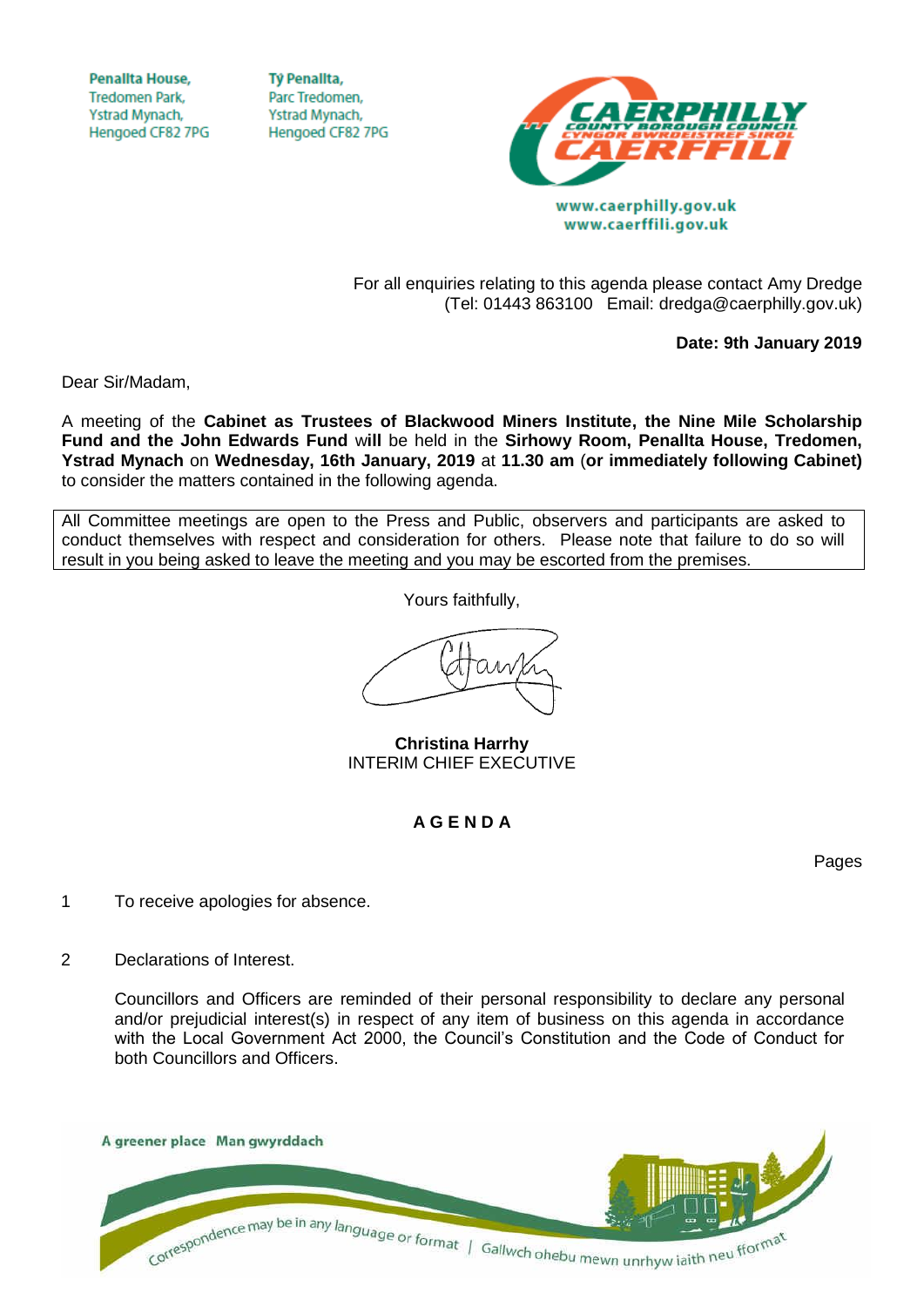Penallta House,
Tredomen Park,
Ystrad Mynach,
Hengoed CF82 7PG

Tŷ Penallta,
Parc Tredomen,
Ystrad Mynach,
Hengoed CF82 7PG

www.caerphilly.gov.uk
www.caerffili.gov.uk

For all enquiries relating to this agenda please contact Amy Dredge
(Tel: 01443 863100 Email: dredga@caerphilly.gov.uk)

**Date: 9th January 2019**

Dear Sir/Madam,

A meeting of the **Cabinet as Trustees of Blackwood Miners Institute, the Nine Mile Scholarship Fund and the John Edwards Fund** will be held in the **Sirhowy Room, Penallta House, Tredomen, Ystrad Mynach** on **Wednesday, 16th January, 2019** at **11.30 am** (**or immediately following Cabinet)** to consider the matters contained in the following agenda.

All Committee meetings are open to the Press and Public, observers and participants are asked to conduct themselves with respect and consideration for others. Please note that failure to do so will result in you being asked to leave the meeting and you may be escorted from the premises.

Yours faithfully,

**Christina Harrhy**
INTERIM CHIEF EXECUTIVE

## A G E N D A

Pages

1 To receive apologies for absence.

2 Declarations of Interest.

Councillors and Officers are reminded of their personal responsibility to declare any personal and/or prejudicial interest(s) in respect of any item of business on this agenda in accordance with the Local Government Act 2000, the Council's Constitution and the Code of Conduct for both Councillors and Officers.

A greener place Man gwyrddach

Correspondence may be in any language or format | Gallwch ohebu mewn unrhyw iaith neu fformat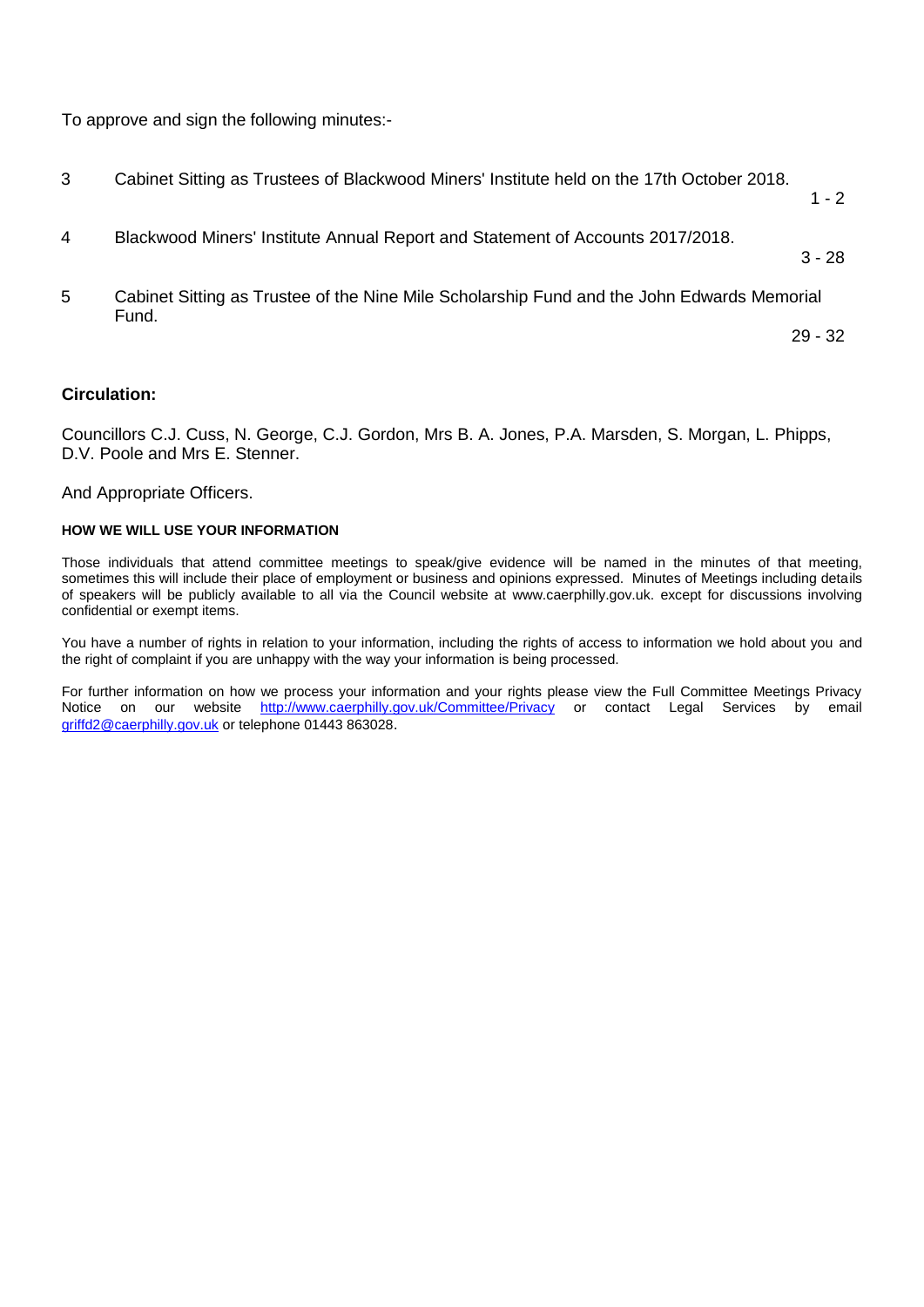To approve and sign the following minutes:-

3 Cabinet Sitting as Trustees of Blackwood Miners' Institute held on the 17th October 2018.

1 - 2

4 Blackwood Miners' Institute Annual Report and Statement of Accounts 2017/2018.

3 - 28

5 Cabinet Sitting as Trustee of the Nine Mile Scholarship Fund and the John Edwards Memorial Fund.

29 - 32

**Circulation:**

Councillors C.J. Cuss, N. George, C.J. Gordon, Mrs B. A. Jones, P.A. Marsden, S. Morgan, L. Phipps, D.V. Poole and Mrs E. Stenner.

And Appropriate Officers.

**HOW WE WILL USE YOUR INFORMATION**

Those individuals that attend committee meetings to speak/give evidence will be named in the minutes of that meeting, sometimes this will include their place of employment or business and opinions expressed. Minutes of Meetings including details of speakers will be publicly available to all via the Council website at www.caerphilly.gov.uk. except for discussions involving confidential or exempt items.

You have a number of rights in relation to your information, including the rights of access to information we hold about you and the right of complaint if you are unhappy with the way your information is being processed.

For further information on how we process your information and your rights please view the Full Committee Meetings Privacy Notice on our website http://www.caerphilly.gov.uk/Committee/Privacy or contact Legal Services by email griffd2@caerphilly.gov.uk or telephone 01443 863028.